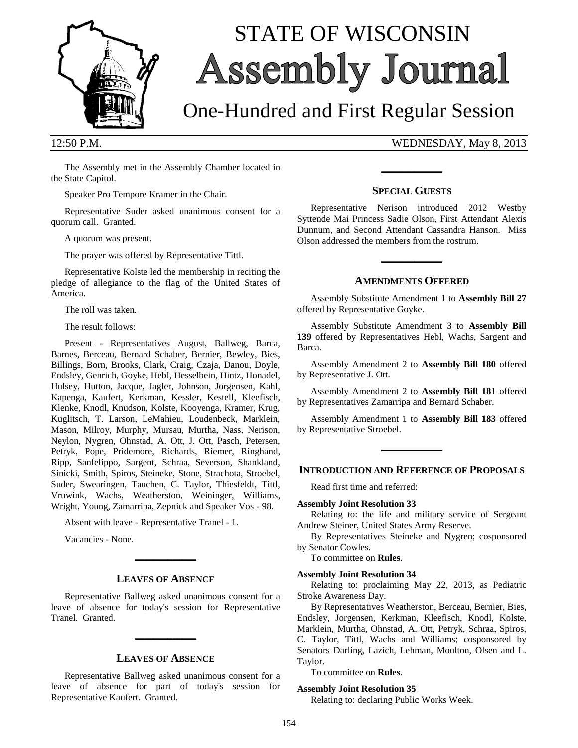# STATE OF WISCONSIN
# Assembly Journal
## One-Hundred and First Regular Session

12:50 P.M. WEDNESDAY, May 8, 2013

The Assembly met in the Assembly Chamber located in the State Capitol.

Speaker Pro Tempore Kramer in the Chair.

Representative Suder asked unanimous consent for a quorum call. Granted.

A quorum was present.

The prayer was offered by Representative Tittl.

Representative Kolste led the membership in reciting the pledge of allegiance to the flag of the United States of America.

The roll was taken.

The result follows:

Present - Representatives August, Ballweg, Barca, Barnes, Berceau, Bernard Schaber, Bernier, Bewley, Bies, Billings, Born, Brooks, Clark, Craig, Czaja, Danou, Doyle, Endsley, Genrich, Goyke, Hebl, Hesselbein, Hintz, Honadel, Hulsey, Hutton, Jacque, Jagler, Johnson, Jorgensen, Kahl, Kapenga, Kaufert, Kerkman, Kessler, Kestell, Kleefisch, Klenke, Knodl, Knudson, Kolste, Kooyenga, Kramer, Krug, Kuglitsch, T. Larson, LeMahieu, Loudenbeck, Marklein, Mason, Milroy, Murphy, Mursau, Murtha, Nass, Nerison, Neylon, Nygren, Ohnstad, A. Ott, J. Ott, Pasch, Petersen, Petryk, Pope, Pridemore, Richards, Riemer, Ringhand, Ripp, Sanfelippo, Sargent, Schraa, Severson, Shankland, Sinicki, Smith, Spiros, Steineke, Stone, Strachota, Stroebel, Suder, Swearingen, Tauchen, C. Taylor, Thiesfeldt, Tittl, Vruwink, Wachs, Weatherston, Weininger, Williams, Wright, Young, Zamarripa, Zepnick and Speaker Vos - 98.

Absent with leave - Representative Tranel - 1.

Vacancies - None.

## LEAVES OF ABSENCE

Representative Ballweg asked unanimous consent for a leave of absence for today's session for Representative Tranel. Granted.

## LEAVES OF ABSENCE

Representative Ballweg asked unanimous consent for a leave of absence for part of today's session for Representative Kaufert. Granted.

## SPECIAL GUESTS

Representative Nerison introduced 2012 Westby Syttende Mai Princess Sadie Olson, First Attendant Alexis Dunnum, and Second Attendant Cassandra Hanson. Miss Olson addressed the members from the rostrum.

## AMENDMENTS OFFERED

Assembly Substitute Amendment 1 to **Assembly Bill 27** offered by Representative Goyke.

Assembly Substitute Amendment 3 to **Assembly Bill 139** offered by Representatives Hebl, Wachs, Sargent and Barca.

Assembly Amendment 2 to **Assembly Bill 180** offered by Representative J. Ott.

Assembly Amendment 2 to **Assembly Bill 181** offered by Representatives Zamarripa and Bernard Schaber.

Assembly Amendment 1 to **Assembly Bill 183** offered by Representative Stroebel.

## INTRODUCTION AND REFERENCE OF PROPOSALS

Read first time and referred:

**Assembly Joint Resolution 33**

Relating to: the life and military service of Sergeant Andrew Steiner, United States Army Reserve.

By Representatives Steineke and Nygren; cosponsored by Senator Cowles.

To committee on **Rules**.

**Assembly Joint Resolution 34**

Relating to: proclaiming May 22, 2013, as Pediatric Stroke Awareness Day.

By Representatives Weatherston, Berceau, Bernier, Bies, Endsley, Jorgensen, Kerkman, Kleefisch, Knodl, Kolste, Marklein, Murtha, Ohnstad, A. Ott, Petryk, Schraa, Spiros, C. Taylor, Tittl, Wachs and Williams; cosponsored by Senators Darling, Lazich, Lehman, Moulton, Olsen and L. Taylor.

To committee on **Rules**.

**Assembly Joint Resolution 35**

Relating to: declaring Public Works Week.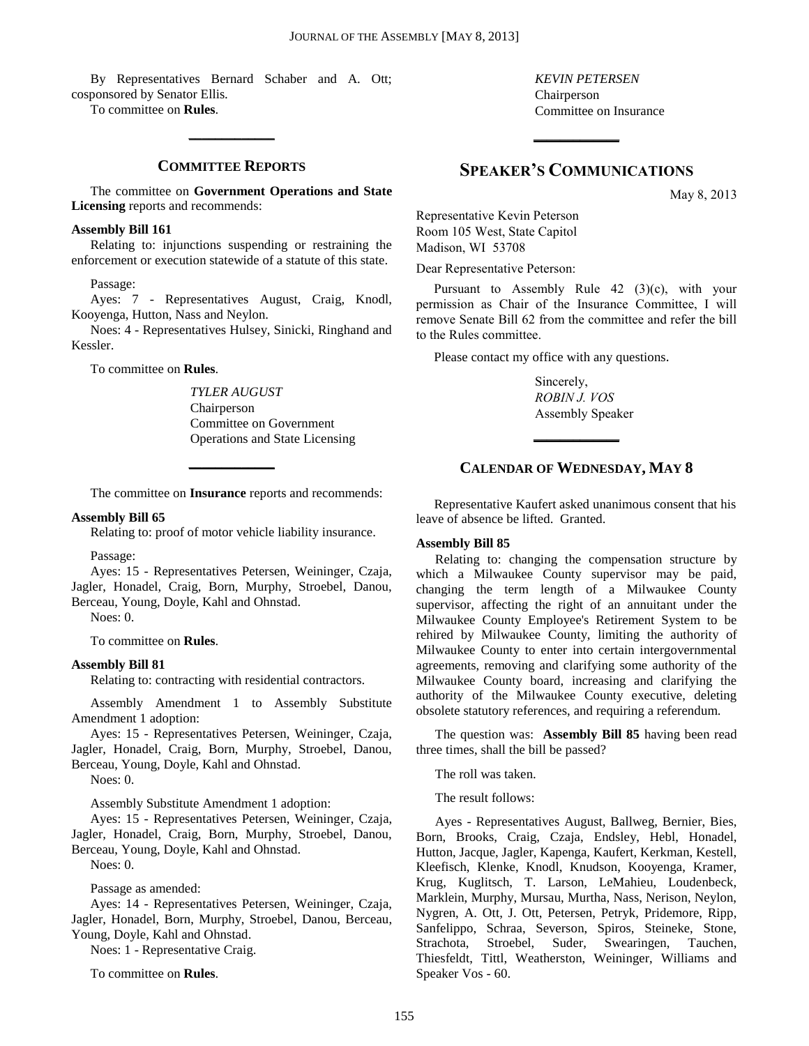By Representatives Bernard Schaber and A. Ott; cosponsored by Senator Ellis.

To committee on **Rules**.

## COMMITTEE REPORTS

The committee on **Government Operations and State Licensing** reports and recommends:

**Assembly Bill 161**

Relating to: injunctions suspending or restraining the enforcement or execution statewide of a statute of this state.

Passage:

Ayes: 7 - Representatives August, Craig, Knodl, Kooyenga, Hutton, Nass and Neylon.

Noes: 4 - Representatives Hulsey, Sinicki, Ringhand and Kessler.

To committee on **Rules**.

*TYLER AUGUST*
Chairperson
Committee on Government Operations and State Licensing

The committee on **Insurance** reports and recommends:

**Assembly Bill 65**

Relating to: proof of motor vehicle liability insurance.

Passage:

Ayes: 15 - Representatives Petersen, Weininger, Czaja, Jagler, Honadel, Craig, Born, Murphy, Stroebel, Danou, Berceau, Young, Doyle, Kahl and Ohnstad.

Noes: 0.

To committee on **Rules**.

**Assembly Bill 81**

Relating to: contracting with residential contractors.

Assembly Amendment 1 to Assembly Substitute Amendment 1 adoption:

Ayes: 15 - Representatives Petersen, Weininger, Czaja, Jagler, Honadel, Craig, Born, Murphy, Stroebel, Danou, Berceau, Young, Doyle, Kahl and Ohnstad.

Noes: 0.

Assembly Substitute Amendment 1 adoption:

Ayes: 15 - Representatives Petersen, Weininger, Czaja, Jagler, Honadel, Craig, Born, Murphy, Stroebel, Danou, Berceau, Young, Doyle, Kahl and Ohnstad.

Noes: 0.

Passage as amended:

Ayes: 14 - Representatives Petersen, Weininger, Czaja, Jagler, Honadel, Born, Murphy, Stroebel, Danou, Berceau, Young, Doyle, Kahl and Ohnstad.

Noes: 1 - Representative Craig.

To committee on **Rules**.

*KEVIN PETERSEN*
Chairperson
Committee on Insurance

## SPEAKER'S COMMUNICATIONS

May 8, 2013

Representative Kevin Peterson
Room 105 West, State Capitol
Madison, WI 53708

Dear Representative Peterson:

Pursuant to Assembly Rule 42 (3)(c), with your permission as Chair of the Insurance Committee, I will remove Senate Bill 62 from the committee and refer the bill to the Rules committee.

Please contact my office with any questions.

Sincerely,
*ROBIN J. VOS*
Assembly Speaker

## CALENDAR OF WEDNESDAY, MAY 8

Representative Kaufert asked unanimous consent that his leave of absence be lifted. Granted.

**Assembly Bill 85**

Relating to: changing the compensation structure by which a Milwaukee County supervisor may be paid, changing the term length of a Milwaukee County supervisor, affecting the right of an annuitant under the Milwaukee County Employee's Retirement System to be rehired by Milwaukee County, limiting the authority of Milwaukee County to enter into certain intergovernmental agreements, removing and clarifying some authority of the Milwaukee County board, increasing and clarifying the authority of the Milwaukee County executive, deleting obsolete statutory references, and requiring a referendum.

The question was: **Assembly Bill 85** having been read three times, shall the bill be passed?

The roll was taken.

The result follows:

Ayes - Representatives August, Ballweg, Bernier, Bies, Born, Brooks, Craig, Czaja, Endsley, Hebl, Honadel, Hutton, Jacque, Jagler, Kapenga, Kaufert, Kerkman, Kestell, Kleefisch, Klenke, Knodl, Knudson, Kooyenga, Kramer, Krug, Kuglitsch, T. Larson, LeMahieu, Loudenbeck, Marklein, Murphy, Mursau, Murtha, Nass, Nerison, Neylon, Nygren, A. Ott, J. Ott, Petersen, Petryk, Pridemore, Ripp, Sanfelippo, Schraa, Severson, Spiros, Steineke, Stone, Strachota, Stroebel, Suder, Swearingen, Tauchen, Thiesfeldt, Tittl, Weatherston, Weininger, Williams and Speaker Vos - 60.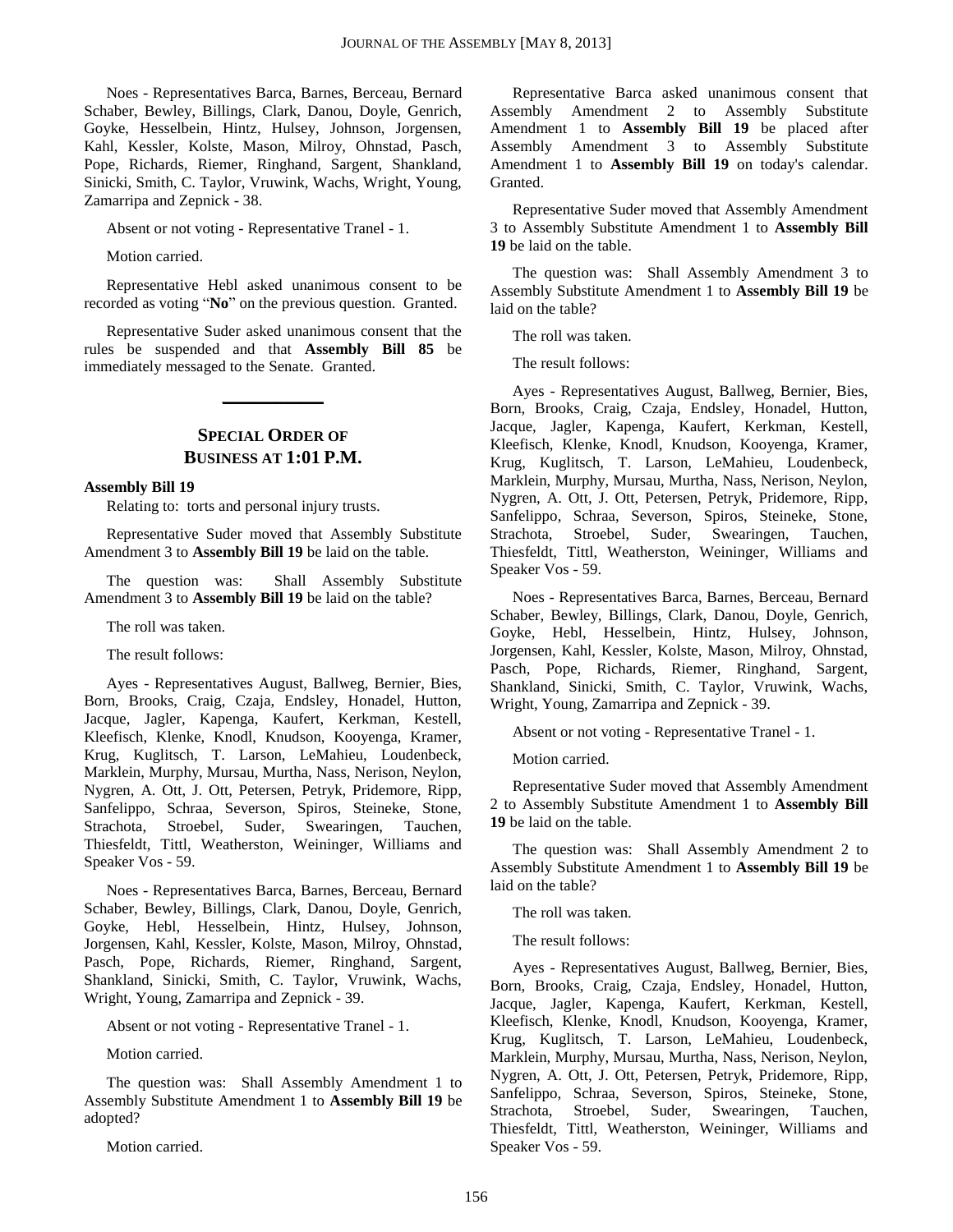Noes - Representatives Barca, Barnes, Berceau, Bernard Schaber, Bewley, Billings, Clark, Danou, Doyle, Genrich, Goyke, Hesselbein, Hintz, Hulsey, Johnson, Jorgensen, Kahl, Kessler, Kolste, Mason, Milroy, Ohnstad, Pasch, Pope, Richards, Riemer, Ringhand, Sargent, Shankland, Sinicki, Smith, C. Taylor, Vruwink, Wachs, Wright, Young, Zamarripa and Zepnick - 38.

Absent or not voting - Representative Tranel - 1.

Motion carried.

Representative Hebl asked unanimous consent to be recorded as voting "**No**" on the previous question. Granted.

Representative Suder asked unanimous consent that the rules be suspended and that **Assembly Bill 85** be immediately messaged to the Senate. Granted.

---

## SPECIAL ORDER OF BUSINESS AT 1:01 P.M.

**Assembly Bill 19**

Relating to: torts and personal injury trusts.

Representative Suder moved that Assembly Substitute Amendment 3 to **Assembly Bill 19** be laid on the table.

The question was: Shall Assembly Substitute Amendment 3 to **Assembly Bill 19** be laid on the table?

The roll was taken.

The result follows:

Ayes - Representatives August, Ballweg, Bernier, Bies, Born, Brooks, Craig, Czaja, Endsley, Honadel, Hutton, Jacque, Jagler, Kapenga, Kaufert, Kerkman, Kestell, Kleefisch, Klenke, Knodl, Knudson, Kooyenga, Kramer, Krug, Kuglitsch, T. Larson, LeMahieu, Loudenbeck, Marklein, Murphy, Mursau, Murtha, Nass, Nerison, Neylon, Nygren, A. Ott, J. Ott, Petersen, Petryk, Pridemore, Ripp, Sanfelippo, Schraa, Severson, Spiros, Steineke, Stone, Strachota, Stroebel, Suder, Swearingen, Tauchen, Thiesfeldt, Tittl, Weatherston, Weininger, Williams and Speaker Vos - 59.

Noes - Representatives Barca, Barnes, Berceau, Bernard Schaber, Bewley, Billings, Clark, Danou, Doyle, Genrich, Goyke, Hebl, Hesselbein, Hintz, Hulsey, Johnson, Jorgensen, Kahl, Kessler, Kolste, Mason, Milroy, Ohnstad, Pasch, Pope, Richards, Riemer, Ringhand, Sargent, Shankland, Sinicki, Smith, C. Taylor, Vruwink, Wachs, Wright, Young, Zamarripa and Zepnick - 39.

Absent or not voting - Representative Tranel - 1.

Motion carried.

The question was: Shall Assembly Amendment 1 to Assembly Substitute Amendment 1 to **Assembly Bill 19** be adopted?

Motion carried.

Representative Barca asked unanimous consent that Assembly Amendment 2 to Assembly Substitute Amendment 1 to **Assembly Bill 19** be placed after Assembly Amendment 3 to Assembly Substitute Amendment 1 to **Assembly Bill 19** on today's calendar. Granted.

Representative Suder moved that Assembly Amendment 3 to Assembly Substitute Amendment 1 to **Assembly Bill 19** be laid on the table.

The question was: Shall Assembly Amendment 3 to Assembly Substitute Amendment 1 to **Assembly Bill 19** be laid on the table?

The roll was taken.

The result follows:

Ayes - Representatives August, Ballweg, Bernier, Bies, Born, Brooks, Craig, Czaja, Endsley, Honadel, Hutton, Jacque, Jagler, Kapenga, Kaufert, Kerkman, Kestell, Kleefisch, Klenke, Knodl, Knudson, Kooyenga, Kramer, Krug, Kuglitsch, T. Larson, LeMahieu, Loudenbeck, Marklein, Murphy, Mursau, Murtha, Nass, Nerison, Neylon, Nygren, A. Ott, J. Ott, Petersen, Petryk, Pridemore, Ripp, Sanfelippo, Schraa, Severson, Spiros, Steineke, Stone, Strachota, Stroebel, Suder, Swearingen, Tauchen, Thiesfeldt, Tittl, Weatherston, Weininger, Williams and Speaker Vos - 59.

Noes - Representatives Barca, Barnes, Berceau, Bernard Schaber, Bewley, Billings, Clark, Danou, Doyle, Genrich, Goyke, Hebl, Hesselbein, Hintz, Hulsey, Johnson, Jorgensen, Kahl, Kessler, Kolste, Mason, Milroy, Ohnstad, Pasch, Pope, Richards, Riemer, Ringhand, Sargent, Shankland, Sinicki, Smith, C. Taylor, Vruwink, Wachs, Wright, Young, Zamarripa and Zepnick - 39.

Absent or not voting - Representative Tranel - 1.

Motion carried.

Representative Suder moved that Assembly Amendment 2 to Assembly Substitute Amendment 1 to **Assembly Bill 19** be laid on the table.

The question was: Shall Assembly Amendment 2 to Assembly Substitute Amendment 1 to **Assembly Bill 19** be laid on the table?

The roll was taken.

The result follows:

Ayes - Representatives August, Ballweg, Bernier, Bies, Born, Brooks, Craig, Czaja, Endsley, Honadel, Hutton, Jacque, Jagler, Kapenga, Kaufert, Kerkman, Kestell, Kleefisch, Klenke, Knodl, Knudson, Kooyenga, Kramer, Krug, Kuglitsch, T. Larson, LeMahieu, Loudenbeck, Marklein, Murphy, Mursau, Murtha, Nass, Nerison, Neylon, Nygren, A. Ott, J. Ott, Petersen, Petryk, Pridemore, Ripp, Sanfelippo, Schraa, Severson, Spiros, Steineke, Stone, Strachota, Stroebel, Suder, Swearingen, Tauchen, Thiesfeldt, Tittl, Weatherston, Weininger, Williams and Speaker Vos - 59.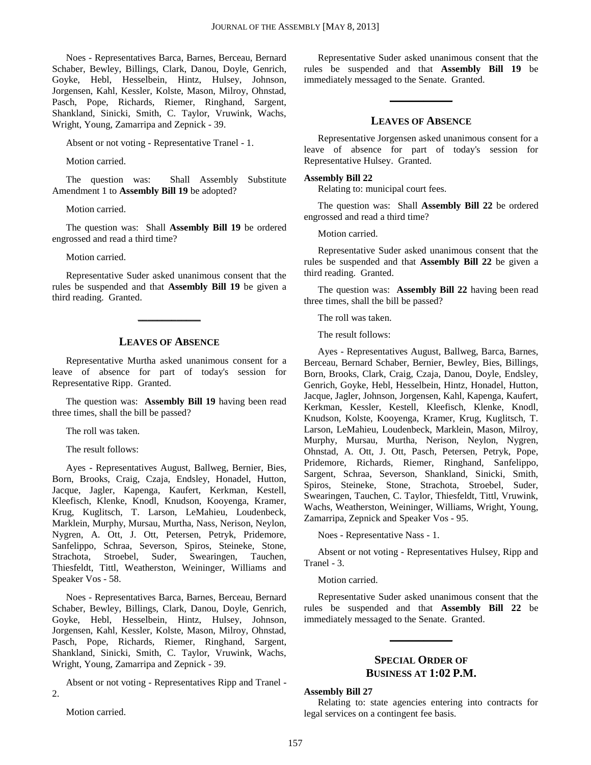Noes - Representatives Barca, Barnes, Berceau, Bernard Schaber, Bewley, Billings, Clark, Danou, Doyle, Genrich, Goyke, Hebl, Hesselbein, Hintz, Hulsey, Johnson, Jorgensen, Kahl, Kessler, Kolste, Mason, Milroy, Ohnstad, Pasch, Pope, Richards, Riemer, Ringhand, Sargent, Shankland, Sinicki, Smith, C. Taylor, Vruwink, Wachs, Wright, Young, Zamarripa and Zepnick - 39.

Absent or not voting - Representative Tranel - 1.

Motion carried.

The question was: Shall Assembly Substitute Amendment 1 to **Assembly Bill 19** be adopted?

Motion carried.

The question was: Shall **Assembly Bill 19** be ordered engrossed and read a third time?

Motion carried.

Representative Suder asked unanimous consent that the rules be suspended and that **Assembly Bill 19** be given a third reading. Granted.

## LEAVES OF ABSENCE

Representative Murtha asked unanimous consent for a leave of absence for part of today's session for Representative Ripp. Granted.

The question was: **Assembly Bill 19** having been read three times, shall the bill be passed?

The roll was taken.

The result follows:

Ayes - Representatives August, Ballweg, Bernier, Bies, Born, Brooks, Craig, Czaja, Endsley, Honadel, Hutton, Jacque, Jagler, Kapenga, Kaufert, Kerkman, Kestell, Kleefisch, Klenke, Knodl, Knudson, Kooyenga, Kramer, Krug, Kuglitsch, T. Larson, LeMahieu, Loudenbeck, Marklein, Murphy, Mursau, Murtha, Nass, Nerison, Neylon, Nygren, A. Ott, J. Ott, Petersen, Petryk, Pridemore, Sanfelippo, Schraa, Severson, Spiros, Steineke, Stone, Strachota, Stroebel, Suder, Swearingen, Tauchen, Thiesfeldt, Tittl, Weatherston, Weininger, Williams and Speaker Vos - 58.

Noes - Representatives Barca, Barnes, Berceau, Bernard Schaber, Bewley, Billings, Clark, Danou, Doyle, Genrich, Goyke, Hebl, Hesselbein, Hintz, Hulsey, Johnson, Jorgensen, Kahl, Kessler, Kolste, Mason, Milroy, Ohnstad, Pasch, Pope, Richards, Riemer, Ringhand, Sargent, Shankland, Sinicki, Smith, C. Taylor, Vruwink, Wachs, Wright, Young, Zamarripa and Zepnick - 39.

Absent or not voting - Representatives Ripp and Tranel - 2.

Motion carried.

Representative Suder asked unanimous consent that the rules be suspended and that **Assembly Bill 19** be immediately messaged to the Senate. Granted.

## LEAVES OF ABSENCE

Representative Jorgensen asked unanimous consent for a leave of absence for part of today's session for Representative Hulsey. Granted.

**Assembly Bill 22**
Relating to: municipal court fees.

The question was: Shall **Assembly Bill 22** be ordered engrossed and read a third time?

Motion carried.

Representative Suder asked unanimous consent that the rules be suspended and that **Assembly Bill 22** be given a third reading. Granted.

The question was: **Assembly Bill 22** having been read three times, shall the bill be passed?

The roll was taken.

The result follows:

Ayes - Representatives August, Ballweg, Barca, Barnes, Berceau, Bernard Schaber, Bernier, Bewley, Bies, Billings, Born, Brooks, Clark, Craig, Czaja, Danou, Doyle, Endsley, Genrich, Goyke, Hebl, Hesselbein, Hintz, Honadel, Hutton, Jacque, Jagler, Johnson, Jorgensen, Kahl, Kapenga, Kaufert, Kerkman, Kessler, Kestell, Kleefisch, Klenke, Knodl, Knudson, Kolste, Kooyenga, Kramer, Krug, Kuglitsch, T. Larson, LeMahieu, Loudenbeck, Marklein, Mason, Milroy, Murphy, Mursau, Murtha, Nerison, Neylon, Nygren, Ohnstad, A. Ott, J. Ott, Pasch, Petersen, Petryk, Pope, Pridemore, Richards, Riemer, Ringhand, Sanfelippo, Sargent, Schraa, Severson, Shankland, Sinicki, Smith, Spiros, Steineke, Stone, Strachota, Stroebel, Suder, Swearingen, Tauchen, C. Taylor, Thiesfeldt, Tittl, Vruwink, Wachs, Weatherston, Weininger, Williams, Wright, Young, Zamarripa, Zepnick and Speaker Vos - 95.

Noes - Representative Nass - 1.

Absent or not voting - Representatives Hulsey, Ripp and Tranel - 3.

Motion carried.

Representative Suder asked unanimous consent that the rules be suspended and that **Assembly Bill 22** be immediately messaged to the Senate. Granted.

## SPECIAL ORDER OF BUSINESS AT 1:02 P.M.

**Assembly Bill 27**
Relating to: state agencies entering into contracts for legal services on a contingent fee basis.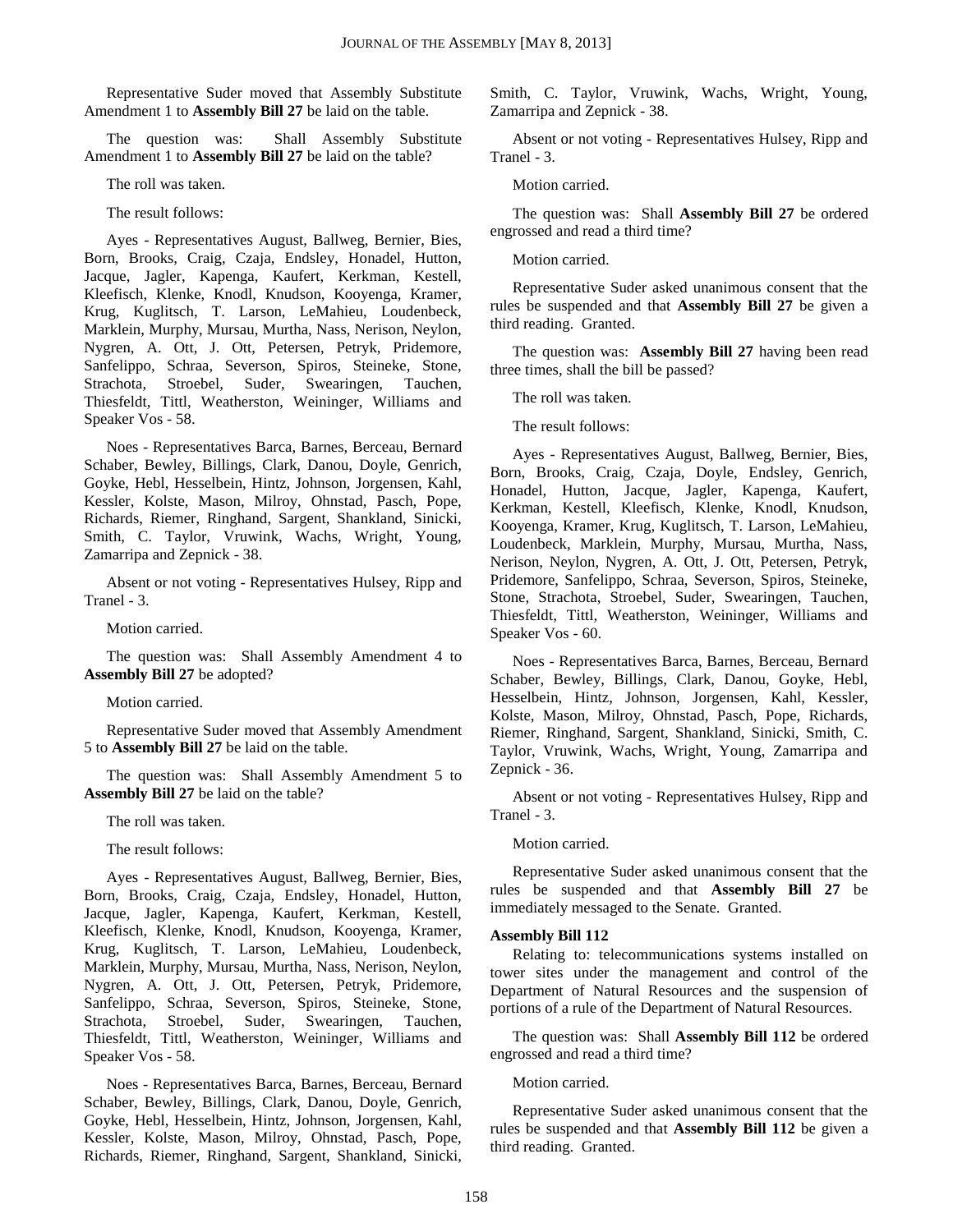Representative Suder moved that Assembly Substitute Amendment 1 to **Assembly Bill 27** be laid on the table.

The question was: Shall Assembly Substitute Amendment 1 to **Assembly Bill 27** be laid on the table?

The roll was taken.

The result follows:

Ayes - Representatives August, Ballweg, Bernier, Bies, Born, Brooks, Craig, Czaja, Endsley, Honadel, Hutton, Jacque, Jagler, Kapenga, Kaufert, Kerkman, Kestell, Kleefisch, Klenke, Knodl, Knudson, Kooyenga, Kramer, Krug, Kuglitsch, T. Larson, LeMahieu, Loudenbeck, Marklein, Murphy, Mursau, Murtha, Nass, Nerison, Neylon, Nygren, A. Ott, J. Ott, Petersen, Petryk, Pridemore, Sanfelippo, Schraa, Severson, Spiros, Steineke, Stone, Strachota, Stroebel, Suder, Swearingen, Tauchen, Thiesfeldt, Tittl, Weatherston, Weininger, Williams and Speaker Vos - 58.

Noes - Representatives Barca, Barnes, Berceau, Bernard Schaber, Bewley, Billings, Clark, Danou, Doyle, Genrich, Goyke, Hebl, Hesselbein, Hintz, Johnson, Jorgensen, Kahl, Kessler, Kolste, Mason, Milroy, Ohnstad, Pasch, Pope, Richards, Riemer, Ringhand, Sargent, Shankland, Sinicki, Smith, C. Taylor, Vruwink, Wachs, Wright, Young, Zamarripa and Zepnick - 38.

Absent or not voting - Representatives Hulsey, Ripp and Tranel - 3.

Motion carried.

The question was: Shall Assembly Amendment 4 to **Assembly Bill 27** be adopted?

Motion carried.

Representative Suder moved that Assembly Amendment 5 to **Assembly Bill 27** be laid on the table.

The question was: Shall Assembly Amendment 5 to **Assembly Bill 27** be laid on the table?

The roll was taken.

The result follows:

Ayes - Representatives August, Ballweg, Bernier, Bies, Born, Brooks, Craig, Czaja, Endsley, Honadel, Hutton, Jacque, Jagler, Kapenga, Kaufert, Kerkman, Kestell, Kleefisch, Klenke, Knodl, Knudson, Kooyenga, Kramer, Krug, Kuglitsch, T. Larson, LeMahieu, Loudenbeck, Marklein, Murphy, Mursau, Murtha, Nass, Nerison, Neylon, Nygren, A. Ott, J. Ott, Petersen, Petryk, Pridemore, Sanfelippo, Schraa, Severson, Spiros, Steineke, Stone, Strachota, Stroebel, Suder, Swearingen, Tauchen, Thiesfeldt, Tittl, Weatherston, Weininger, Williams and Speaker Vos - 58.

Noes - Representatives Barca, Barnes, Berceau, Bernard Schaber, Bewley, Billings, Clark, Danou, Doyle, Genrich, Goyke, Hebl, Hesselbein, Hintz, Johnson, Jorgensen, Kahl, Kessler, Kolste, Mason, Milroy, Ohnstad, Pasch, Pope, Richards, Riemer, Ringhand, Sargent, Shankland, Sinicki, Smith, C. Taylor, Vruwink, Wachs, Wright, Young, Zamarripa and Zepnick - 38.

Absent or not voting - Representatives Hulsey, Ripp and Tranel - 3.

Motion carried.

The question was: Shall **Assembly Bill 27** be ordered engrossed and read a third time?

Motion carried.

Representative Suder asked unanimous consent that the rules be suspended and that **Assembly Bill 27** be given a third reading. Granted.

The question was: **Assembly Bill 27** having been read three times, shall the bill be passed?

The roll was taken.

The result follows:

Ayes - Representatives August, Ballweg, Bernier, Bies, Born, Brooks, Craig, Czaja, Doyle, Endsley, Genrich, Honadel, Hutton, Jacque, Jagler, Kapenga, Kaufert, Kerkman, Kestell, Kleefisch, Klenke, Knodl, Knudson, Kooyenga, Kramer, Krug, Kuglitsch, T. Larson, LeMahieu, Loudenbeck, Marklein, Murphy, Mursau, Murtha, Nass, Nerison, Neylon, Nygren, A. Ott, J. Ott, Petersen, Petryk, Pridemore, Sanfelippo, Schraa, Severson, Spiros, Steineke, Stone, Strachota, Stroebel, Suder, Swearingen, Tauchen, Thiesfeldt, Tittl, Weatherston, Weininger, Williams and Speaker Vos - 60.

Noes - Representatives Barca, Barnes, Berceau, Bernard Schaber, Bewley, Billings, Clark, Danou, Goyke, Hebl, Hesselbein, Hintz, Johnson, Jorgensen, Kahl, Kessler, Kolste, Mason, Milroy, Ohnstad, Pasch, Pope, Richards, Riemer, Ringhand, Sargent, Shankland, Sinicki, Smith, C. Taylor, Vruwink, Wachs, Wright, Young, Zamarripa and Zepnick - 36.

Absent or not voting - Representatives Hulsey, Ripp and Tranel - 3.

Motion carried.

Representative Suder asked unanimous consent that the rules be suspended and that **Assembly Bill 27** be immediately messaged to the Senate. Granted.

**Assembly Bill 112**

Relating to: telecommunications systems installed on tower sites under the management and control of the Department of Natural Resources and the suspension of portions of a rule of the Department of Natural Resources.

The question was: Shall **Assembly Bill 112** be ordered engrossed and read a third time?

Motion carried.

Representative Suder asked unanimous consent that the rules be suspended and that **Assembly Bill 112** be given a third reading. Granted.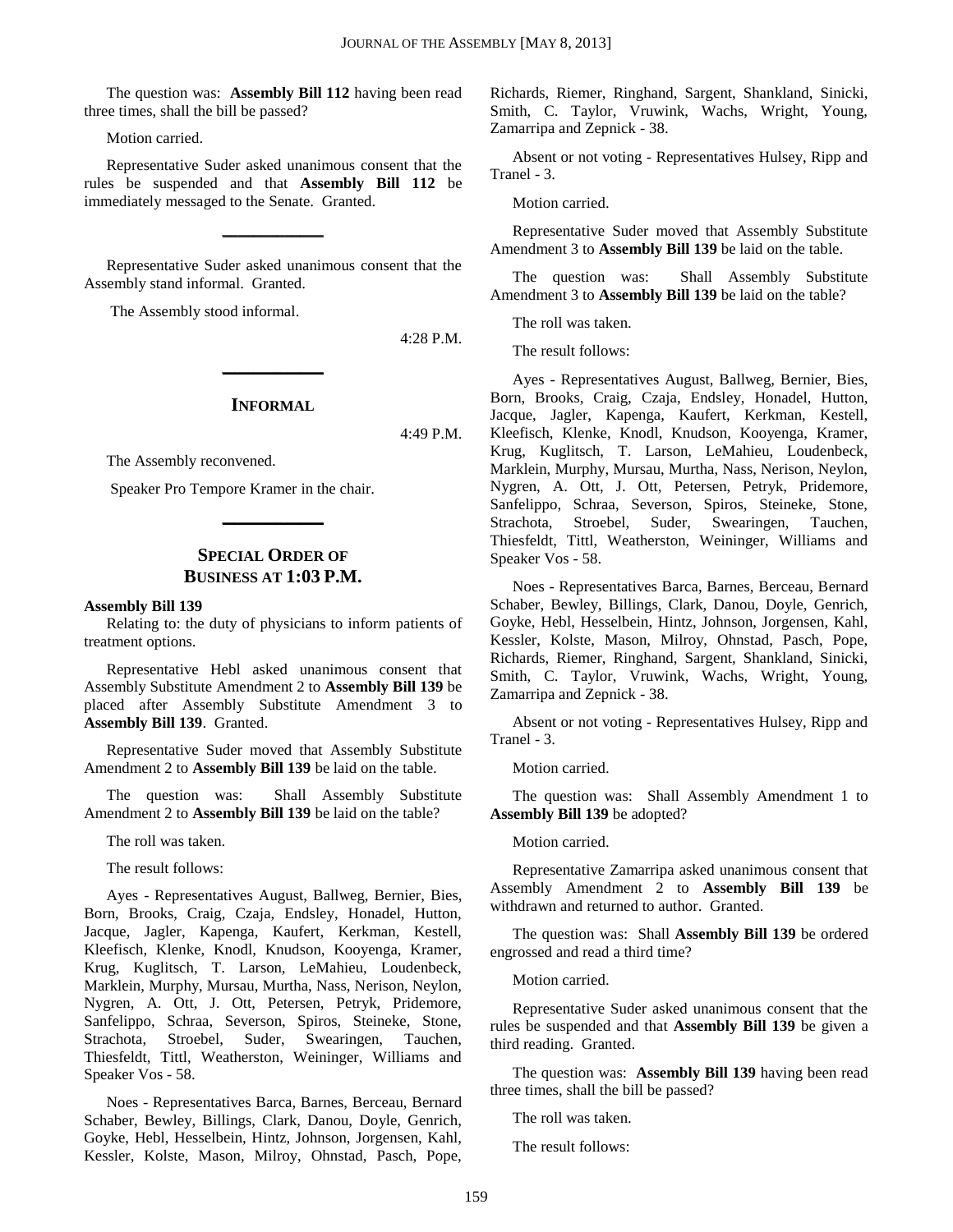The question was: **Assembly Bill 112** having been read three times, shall the bill be passed?

Motion carried.

Representative Suder asked unanimous consent that the rules be suspended and that **Assembly Bill 112** be immediately messaged to the Senate. Granted.

---

Representative Suder asked unanimous consent that the Assembly stand informal. Granted.

The Assembly stood informal.

4:28 P.M.

---

## INFORMAL

4:49 P.M.

The Assembly reconvened.

Speaker Pro Tempore Kramer in the chair.

---

## SPECIAL ORDER OF BUSINESS AT 1:03 P.M.

**Assembly Bill 139**

Relating to: the duty of physicians to inform patients of treatment options.

Representative Hebl asked unanimous consent that Assembly Substitute Amendment 2 to **Assembly Bill 139** be placed after Assembly Substitute Amendment 3 to **Assembly Bill 139**. Granted.

Representative Suder moved that Assembly Substitute Amendment 2 to **Assembly Bill 139** be laid on the table.

The question was: Shall Assembly Substitute Amendment 2 to **Assembly Bill 139** be laid on the table?

The roll was taken.

The result follows:

Ayes - Representatives August, Ballweg, Bernier, Bies, Born, Brooks, Craig, Czaja, Endsley, Honadel, Hutton, Jacque, Jagler, Kapenga, Kaufert, Kerkman, Kestell, Kleefisch, Klenke, Knodl, Knudson, Kooyenga, Kramer, Krug, Kuglitsch, T. Larson, LeMahieu, Loudenbeck, Marklein, Murphy, Mursau, Murtha, Nass, Nerison, Neylon, Nygren, A. Ott, J. Ott, Petersen, Petryk, Pridemore, Sanfelippo, Schraa, Severson, Spiros, Steineke, Stone, Strachota, Stroebel, Suder, Swearingen, Tauchen, Thiesfeldt, Tittl, Weatherston, Weininger, Williams and Speaker Vos - 58.

Noes - Representatives Barca, Barnes, Berceau, Bernard Schaber, Bewley, Billings, Clark, Danou, Doyle, Genrich, Goyke, Hebl, Hesselbein, Hintz, Johnson, Jorgensen, Kahl, Kessler, Kolste, Mason, Milroy, Ohnstad, Pasch, Pope, Richards, Riemer, Ringhand, Sargent, Shankland, Sinicki, Smith, C. Taylor, Vruwink, Wachs, Wright, Young, Zamarripa and Zepnick - 38.

Absent or not voting - Representatives Hulsey, Ripp and Tranel - 3.

Motion carried.

Representative Suder moved that Assembly Substitute Amendment 3 to **Assembly Bill 139** be laid on the table.

The question was: Shall Assembly Substitute Amendment 3 to **Assembly Bill 139** be laid on the table?

The roll was taken.

The result follows:

Ayes - Representatives August, Ballweg, Bernier, Bies, Born, Brooks, Craig, Czaja, Endsley, Honadel, Hutton, Jacque, Jagler, Kapenga, Kaufert, Kerkman, Kestell, Kleefisch, Klenke, Knodl, Knudson, Kooyenga, Kramer, Krug, Kuglitsch, T. Larson, LeMahieu, Loudenbeck, Marklein, Murphy, Mursau, Murtha, Nass, Nerison, Neylon, Nygren, A. Ott, J. Ott, Petersen, Petryk, Pridemore, Sanfelippo, Schraa, Severson, Spiros, Steineke, Stone, Strachota, Stroebel, Suder, Swearingen, Tauchen, Thiesfeldt, Tittl, Weatherston, Weininger, Williams and Speaker Vos - 58.

Noes - Representatives Barca, Barnes, Berceau, Bernard Schaber, Bewley, Billings, Clark, Danou, Doyle, Genrich, Goyke, Hebl, Hesselbein, Hintz, Johnson, Jorgensen, Kahl, Kessler, Kolste, Mason, Milroy, Ohnstad, Pasch, Pope, Richards, Riemer, Ringhand, Sargent, Shankland, Sinicki, Smith, C. Taylor, Vruwink, Wachs, Wright, Young, Zamarripa and Zepnick - 38.

Absent or not voting - Representatives Hulsey, Ripp and Tranel - 3.

Motion carried.

The question was: Shall Assembly Amendment 1 to **Assembly Bill 139** be adopted?

Motion carried.

Representative Zamarripa asked unanimous consent that Assembly Amendment 2 to **Assembly Bill 139** be withdrawn and returned to author. Granted.

The question was: Shall **Assembly Bill 139** be ordered engrossed and read a third time?

Motion carried.

Representative Suder asked unanimous consent that the rules be suspended and that **Assembly Bill 139** be given a third reading. Granted.

The question was: **Assembly Bill 139** having been read three times, shall the bill be passed?

The roll was taken.

The result follows: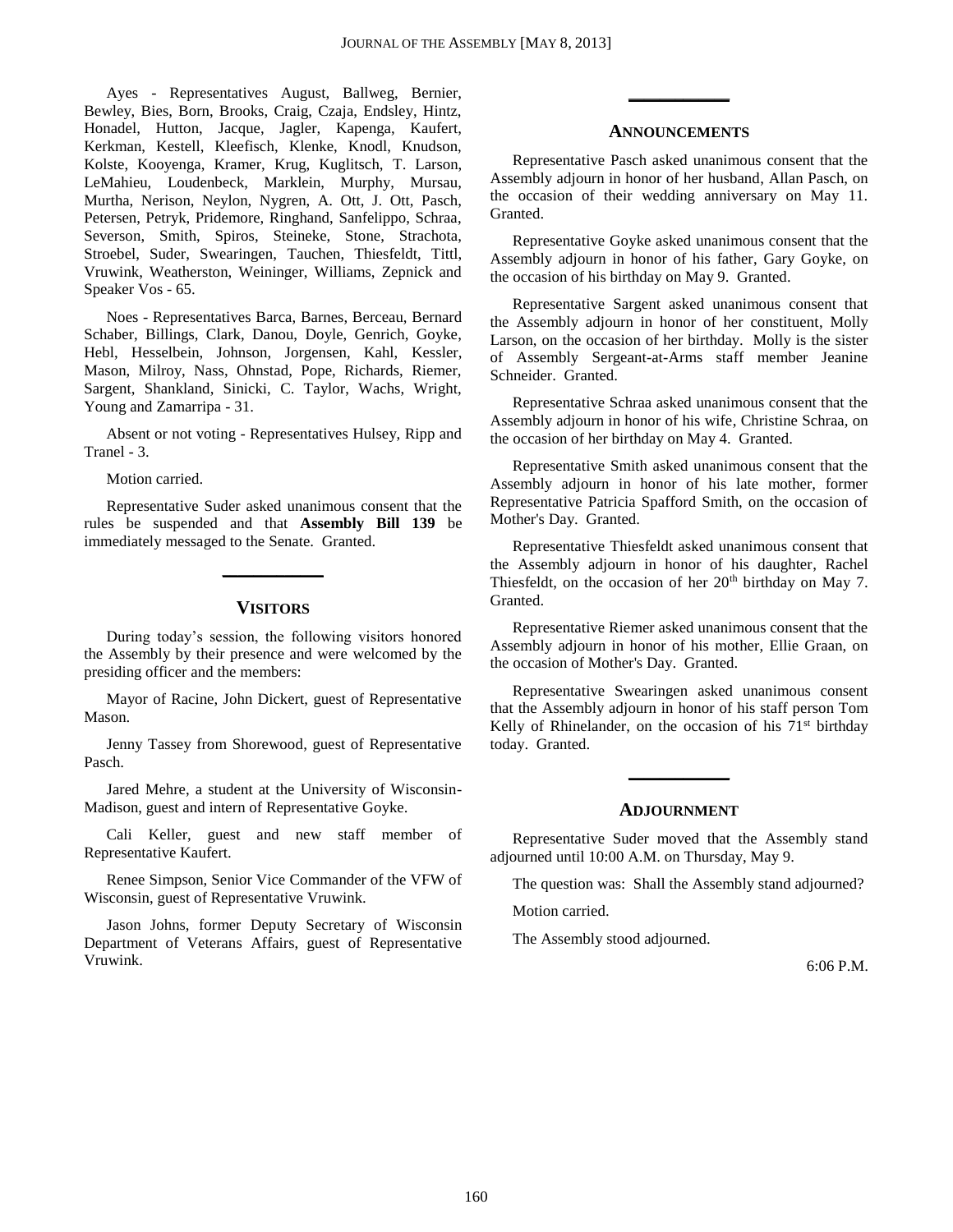Ayes - Representatives August, Ballweg, Bernier, Bewley, Bies, Born, Brooks, Craig, Czaja, Endsley, Hintz, Honadel, Hutton, Jacque, Jagler, Kapenga, Kaufert, Kerkman, Kestell, Kleefisch, Klenke, Knodl, Knudson, Kolste, Kooyenga, Kramer, Krug, Kuglitsch, T. Larson, LeMahieu, Loudenbeck, Marklein, Murphy, Mursau, Murtha, Nerison, Neylon, Nygren, A. Ott, J. Ott, Pasch, Petersen, Petryk, Pridemore, Ringhand, Sanfelippo, Schraa, Severson, Smith, Spiros, Steineke, Stone, Strachota, Stroebel, Suder, Swearingen, Tauchen, Thiesfeldt, Tittl, Vruwink, Weatherston, Weininger, Williams, Zepnick and Speaker Vos - 65.

Noes - Representatives Barca, Barnes, Berceau, Bernard Schaber, Billings, Clark, Danou, Doyle, Genrich, Goyke, Hebl, Hesselbein, Johnson, Jorgensen, Kahl, Kessler, Mason, Milroy, Nass, Ohnstad, Pope, Richards, Riemer, Sargent, Shankland, Sinicki, C. Taylor, Wachs, Wright, Young and Zamarripa - 31.

Absent or not voting - Representatives Hulsey, Ripp and Tranel - 3.

Motion carried.

Representative Suder asked unanimous consent that the rules be suspended and that **Assembly Bill 139** be immediately messaged to the Senate. Granted.

## VISITORS

During today's session, the following visitors honored the Assembly by their presence and were welcomed by the presiding officer and the members:

Mayor of Racine, John Dickert, guest of Representative Mason.

Jenny Tassey from Shorewood, guest of Representative Pasch.

Jared Mehre, a student at the University of Wisconsin-Madison, guest and intern of Representative Goyke.

Cali Keller, guest and new staff member of Representative Kaufert.

Renee Simpson, Senior Vice Commander of the VFW of Wisconsin, guest of Representative Vruwink.

Jason Johns, former Deputy Secretary of Wisconsin Department of Veterans Affairs, guest of Representative Vruwink.

## ANNOUNCEMENTS

Representative Pasch asked unanimous consent that the Assembly adjourn in honor of her husband, Allan Pasch, on the occasion of their wedding anniversary on May 11. Granted.

Representative Goyke asked unanimous consent that the Assembly adjourn in honor of his father, Gary Goyke, on the occasion of his birthday on May 9. Granted.

Representative Sargent asked unanimous consent that the Assembly adjourn in honor of her constituent, Molly Larson, on the occasion of her birthday. Molly is the sister of Assembly Sergeant-at-Arms staff member Jeanine Schneider. Granted.

Representative Schraa asked unanimous consent that the Assembly adjourn in honor of his wife, Christine Schraa, on the occasion of her birthday on May 4. Granted.

Representative Smith asked unanimous consent that the Assembly adjourn in honor of his late mother, former Representative Patricia Spafford Smith, on the occasion of Mother's Day. Granted.

Representative Thiesfeldt asked unanimous consent that the Assembly adjourn in honor of his daughter, Rachel Thiesfeldt, on the occasion of her 20th birthday on May 7. Granted.

Representative Riemer asked unanimous consent that the Assembly adjourn in honor of his mother, Ellie Graan, on the occasion of Mother's Day. Granted.

Representative Swearingen asked unanimous consent that the Assembly adjourn in honor of his staff person Tom Kelly of Rhinelander, on the occasion of his 71st birthday today. Granted.

## ADJOURNMENT

Representative Suder moved that the Assembly stand adjourned until 10:00 A.M. on Thursday, May 9.

The question was: Shall the Assembly stand adjourned?

Motion carried.

The Assembly stood adjourned.

6:06 P.M.